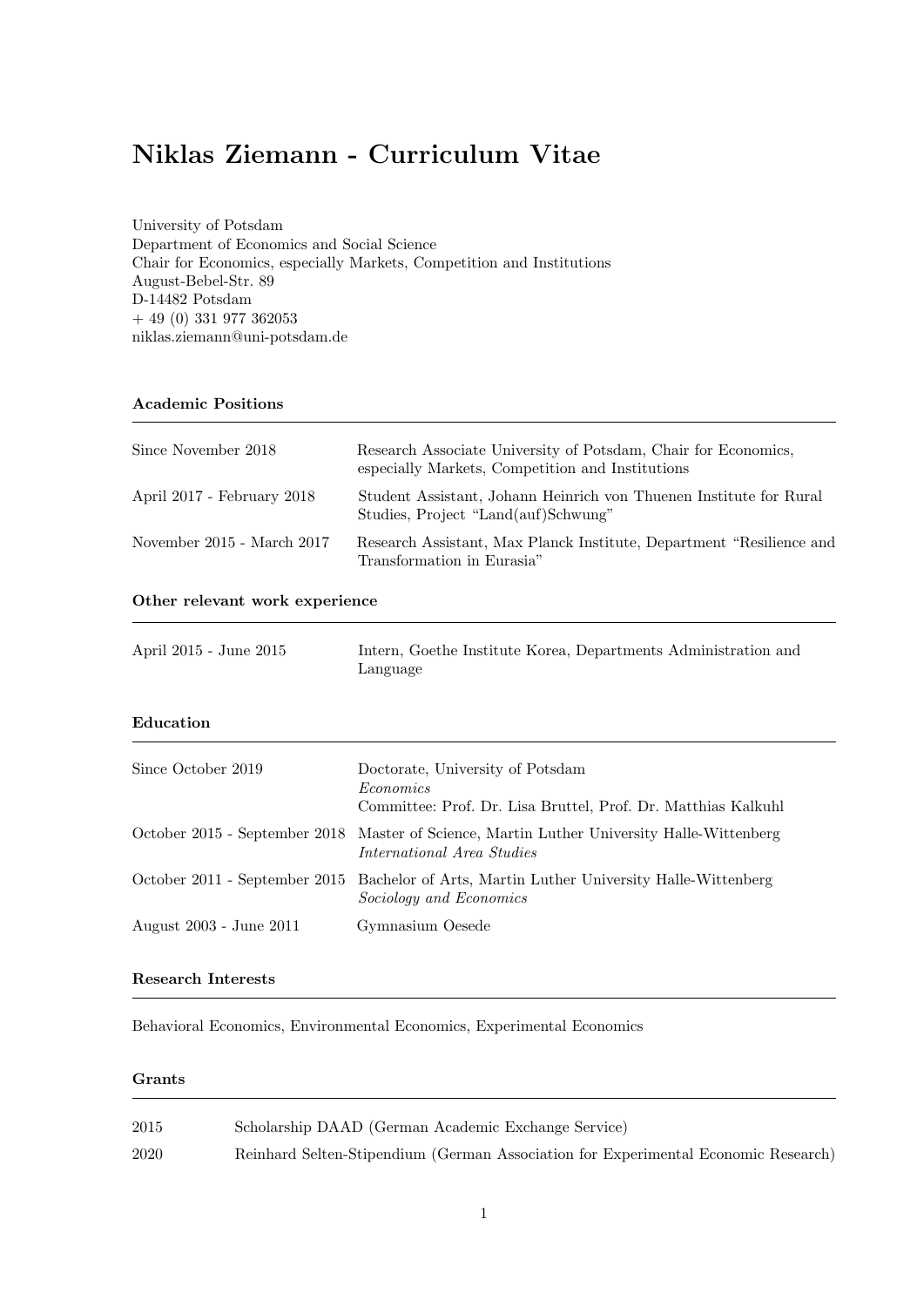# Niklas Ziemann - Curriculum Vitae

University of Potsdam
Department of Economics and Social Science
Chair for Economics, especially Markets, Competition and Institutions
August-Bebel-Str. 89
D-14482 Potsdam
+ 49 (0) 331 977 362053
niklas.ziemann@uni-potsdam.de

### Academic Positions

| | |
|---|---|
| Since November 2018 | Research Associate University of Potsdam, Chair for Economics, especially Markets, Competition and Institutions |
| April 2017 - February 2018 | Student Assistant, Johann Heinrich von Thuenen Institute for Rural Studies, Project "Land(auf)Schwung" |
| November 2015 - March 2017 | Research Assistant, Max Planck Institute, Department "Resilience and Transformation in Eurasia" |

### Other relevant work experience

| | |
|---|---|
| April 2015 - June 2015 | Intern, Goethe Institute Korea, Departments Administration and Language |

### Education

| | |
|---|---|
| Since October 2019 | Doctorate, University of Potsdam<br>*Economics*<br>Committee: Prof. Dr. Lisa Bruttel, Prof. Dr. Matthias Kalkuhl |
| October 2015 - September 2018 | Master of Science, Martin Luther University Halle-Wittenberg<br>*International Area Studies* |
| October 2011 - September 2015 | Bachelor of Arts, Martin Luther University Halle-Wittenberg<br>*Sociology and Economics* |
| August 2003 - June 2011 | Gymnasium Oesede |

### Research Interests

Behavioral Economics, Environmental Economics, Experimental Economics

### Grants

| | |
|---|---|
| 2015 | Scholarship DAAD (German Academic Exchange Service) |
| 2020 | Reinhard Selten-Stipendium (German Association for Experimental Economic Research) |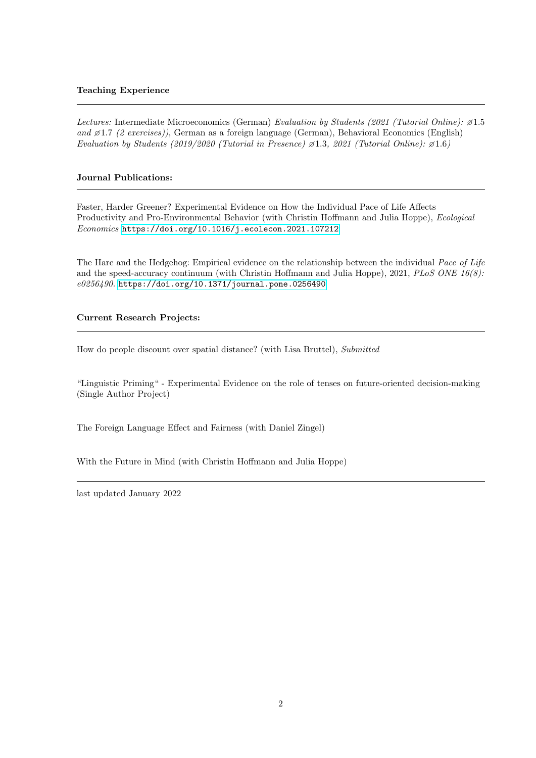**Teaching Experience**

---

*Lectures:* Intermediate Microeconomics (German) *Evaluation by Students (2021 (Tutorial Online):* ⌀1.5 *and* ⌀1.7 *(2 exercises))*, German as a foreign language (German), Behavioral Economics (English) *Evaluation by Students (2019/2020 (Tutorial in Presence)* ⌀1.3*, 2021 (Tutorial Online):* ⌀1.6*)*

**Journal Publications:**

---

Faster, Harder Greener? Experimental Evidence on How the Individual Pace of Life Affects Productivity and Pro-Environmental Behavior (with Christin Hoffmann and Julia Hoppe), *Ecological Economics* https://doi.org/10.1016/j.ecolecon.2021.107212

The Hare and the Hedgehog: Empirical evidence on the relationship between the individual *Pace of Life* and the speed-accuracy continuum (with Christin Hoffmann and Julia Hoppe), 2021, *PLoS ONE 16(8): e0256490.* https://doi.org/10.1371/journal.pone.0256490

**Current Research Projects:**

---

How do people discount over spatial distance? (with Lisa Bruttel), *Submitted*

"Linguistic Priming" - Experimental Evidence on the role of tenses on future-oriented decision-making (Single Author Project)

The Foreign Language Effect and Fairness (with Daniel Zingel)

With the Future in Mind (with Christin Hoffmann and Julia Hoppe)

---

last updated January 2022